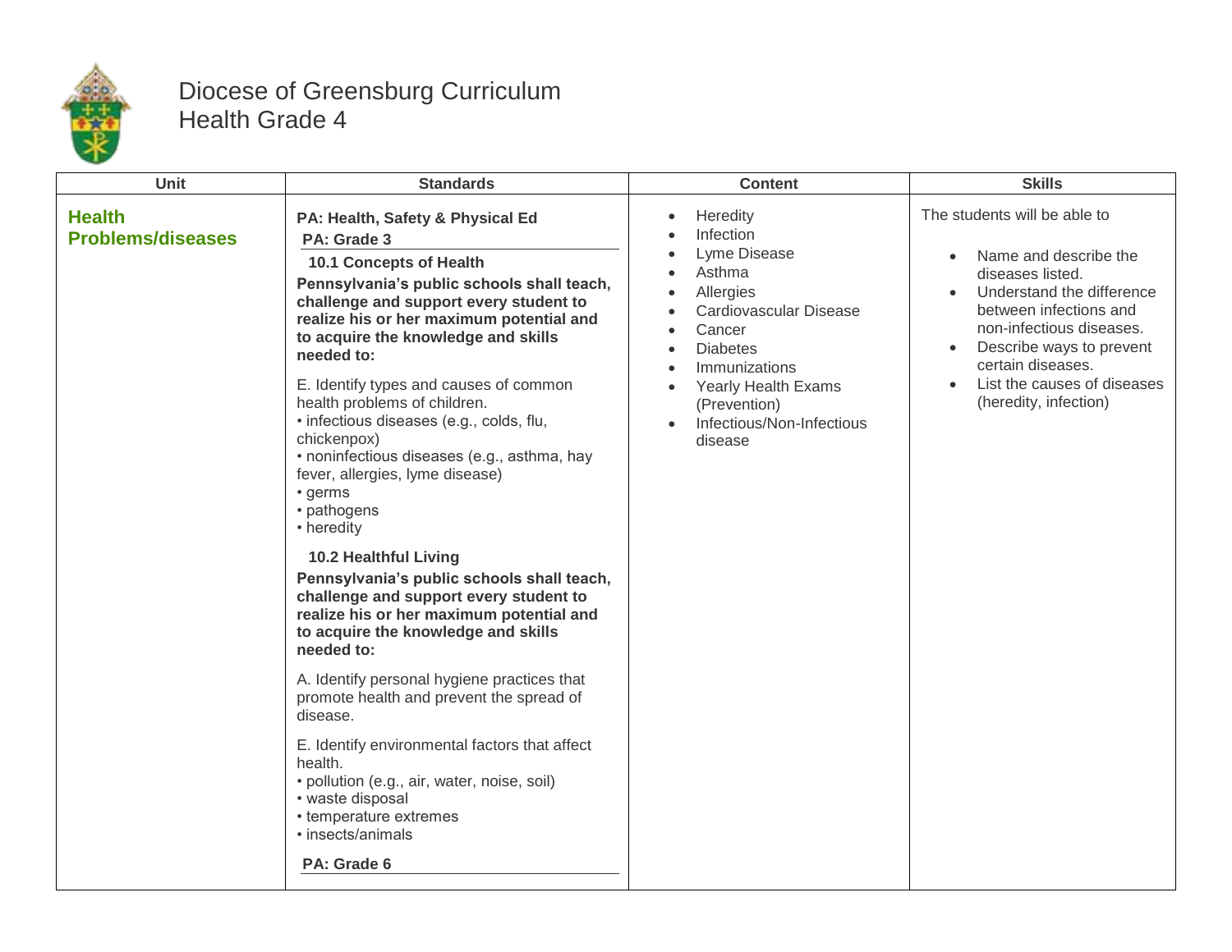# Diocese of Greensburg Curriculum
## Health Grade 4

| Unit | Standards | Content | Skills |
|---|---|---|---|
| **Health Problems/diseases** | **PA: Health, Safety & Physical Ed**<br>**PA: Grade 3**<br>**10.1 Concepts of Health**<br>**Pennsylvania's public schools shall teach, challenge and support every student to realize his or her maximum potential and to acquire the knowledge and skills needed to:**<br>E. Identify types and causes of common health problems of children.<br>• infectious diseases (e.g., colds, flu, chickenpox)<br>• noninfectious diseases (e.g., asthma, hay fever, allergies, lyme disease)<br>• germs<br>• pathogens<br>• heredity<br>**10.2 Healthful Living**<br>**Pennsylvania's public schools shall teach, challenge and support every student to realize his or her maximum potential and to acquire the knowledge and skills needed to:**<br>A. Identify personal hygiene practices that promote health and prevent the spread of disease.<br>E. Identify environmental factors that affect health.<br>• pollution (e.g., air, water, noise, soil)<br>• waste disposal<br>• temperature extremes<br>• insects/animals<br>**PA: Grade 6** | • Heredity<br>• Infection<br>• Lyme Disease<br>• Asthma<br>• Allergies<br>• Cardiovascular Disease<br>• Cancer<br>• Diabetes<br>• Immunizations<br>• Yearly Health Exams (Prevention)<br>• Infectious/Non-Infectious disease | The students will be able to<br>• Name and describe the diseases listed.<br>• Understand the difference between infections and non-infectious diseases.<br>• Describe ways to prevent certain diseases.<br>• List the causes of diseases (heredity, infection) |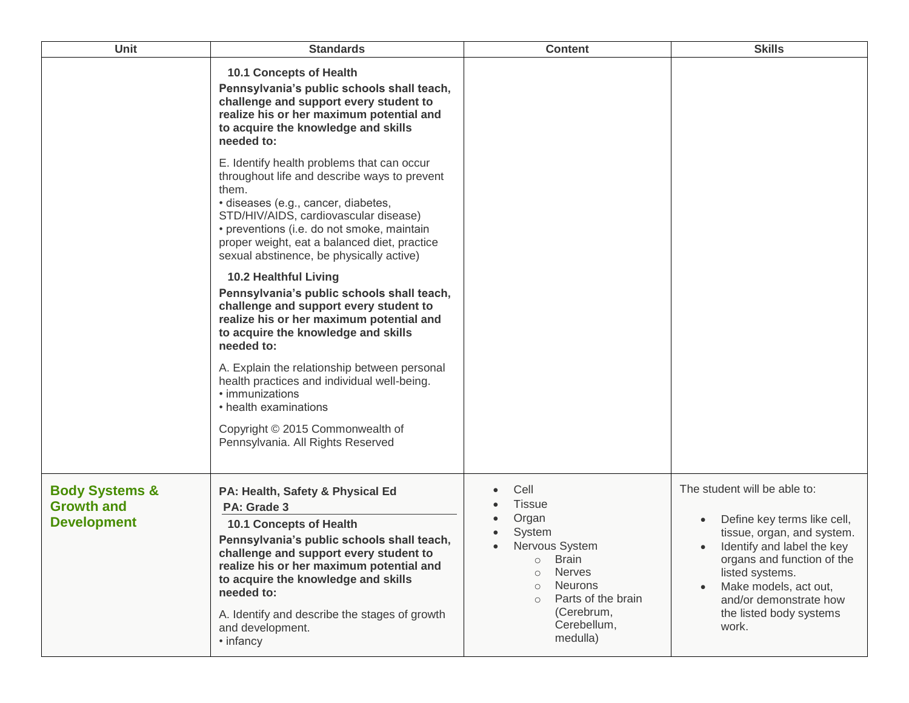| Unit | Standards | Content | Skills |
|---|---|---|---|
| | **10.1 Concepts of Health**<br>**Pennsylvania's public schools shall teach, challenge and support every student to realize his or her maximum potential and to acquire the knowledge and skills needed to:**<br><br>E. Identify health problems that can occur throughout life and describe ways to prevent them.<br>• diseases (e.g., cancer, diabetes, STD/HIV/AIDS, cardiovascular disease)<br>• preventions (i.e. do not smoke, maintain proper weight, eat a balanced diet, practice sexual abstinence, be physically active)<br><br>**10.2 Healthful Living**<br>**Pennsylvania's public schools shall teach, challenge and support every student to realize his or her maximum potential and to acquire the knowledge and skills needed to:**<br><br>A. Explain the relationship between personal health practices and individual well-being.<br>• immunizations<br>• health examinations<br><br>Copyright © 2015 Commonwealth of Pennsylvania. All Rights Reserved | | |
| **Body Systems & Growth and Development** | **PA: Health, Safety & Physical Ed**<br>**PA: Grade 3**<br>**10.1 Concepts of Health**<br>**Pennsylvania's public schools shall teach, challenge and support every student to realize his or her maximum potential and to acquire the knowledge and skills needed to:**<br><br>A. Identify and describe the stages of growth and development.<br>• infancy | • Cell<br>• Tissue<br>• Organ<br>• System<br>• Nervous System<br>&nbsp;&nbsp;○ Brain<br>&nbsp;&nbsp;○ Nerves<br>&nbsp;&nbsp;○ Neurons<br>&nbsp;&nbsp;○ Parts of the brain (Cerebrum, Cerebellum, medulla) | The student will be able to:<br><br>• Define key terms like cell, tissue, organ, and system.<br>• Identify and label the key organs and function of the listed systems.<br>• Make models, act out, and/or demonstrate how the listed body systems work. |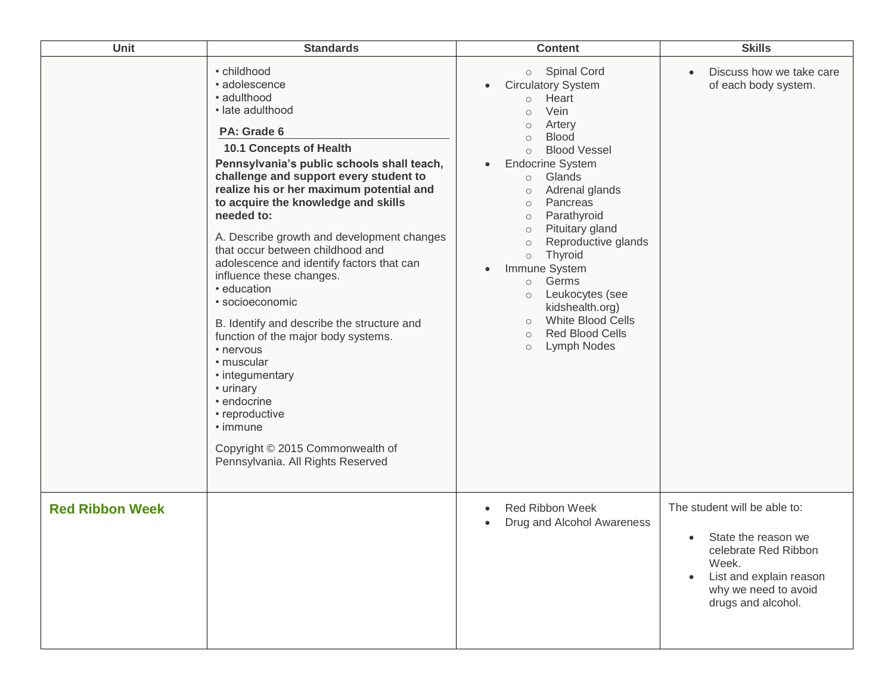| Unit | Standards | Content | Skills |
|---|---|---|---|
| | • childhood<br>• adolescence<br>• adulthood<br>• late adulthood<br><br>**PA: Grade 6**<br>**10.1 Concepts of Health**<br>**Pennsylvania's public schools shall teach, challenge and support every student to realize his or her maximum potential and to acquire the knowledge and skills needed to:**<br><br>A. Describe growth and development changes that occur between childhood and adolescence and identify factors that can influence these changes.<br>• education<br>• socioeconomic<br><br>B. Identify and describe the structure and function of the major body systems.<br>• nervous<br>• muscular<br>• integumentary<br>• urinary<br>• endocrine<br>• reproductive<br>• immune<br><br>Copyright © 2015 Commonwealth of Pennsylvania. All Rights Reserved | ○ Spinal Cord<br>• Circulatory System<br>○ Heart<br>○ Vein<br>○ Artery<br>○ Blood<br>○ Blood Vessel<br>• Endocrine System<br>○ Glands<br>○ Adrenal glands<br>○ Pancreas<br>○ Parathyroid<br>○ Pituitary gland<br>○ Reproductive glands<br>○ Thyroid<br>• Immune System<br>○ Germs<br>○ Leukocytes (see kidshealth.org)<br>○ White Blood Cells<br>○ Red Blood Cells<br>○ Lymph Nodes | • Discuss how we take care of each body system. |
| **Red Ribbon Week** | | • Red Ribbon Week<br>• Drug and Alcohol Awareness | The student will be able to:<br><br>• State the reason we celebrate Red Ribbon Week.<br>• List and explain reason why we need to avoid drugs and alcohol. |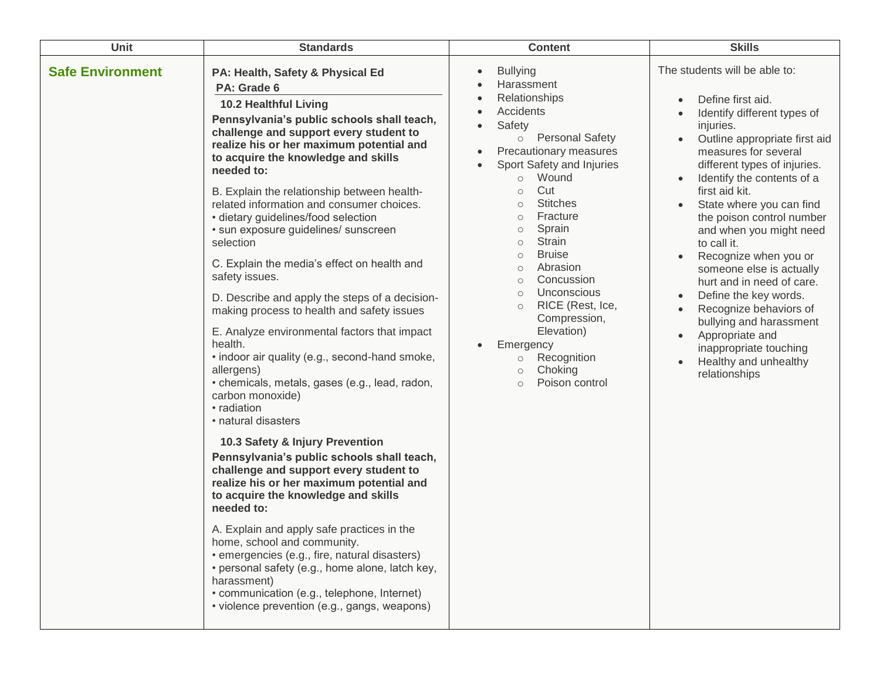| Unit | Standards | Content | Skills |
| --- | --- | --- | --- |
| **Safe Environment** | **PA: Health, Safety & Physical Ed**<br>**PA: Grade 6**<br>**10.2 Healthful Living**<br>**Pennsylvania's public schools shall teach, challenge and support every student to realize his or her maximum potential and to acquire the knowledge and skills needed to:**<br><br>B. Explain the relationship between health-related information and consumer choices.<br>• dietary guidelines/food selection<br>• sun exposure guidelines/ sunscreen selection<br><br>C. Explain the media's effect on health and safety issues.<br><br>D. Describe and apply the steps of a decision-making process to health and safety issues<br><br>E. Analyze environmental factors that impact health.<br>• indoor air quality (e.g., second-hand smoke, allergens)<br>• chemicals, metals, gases (e.g., lead, radon, carbon monoxide)<br>• radiation<br>• natural disasters<br><br>**10.3 Safety & Injury Prevention**<br>**Pennsylvania's public schools shall teach, challenge and support every student to realize his or her maximum potential and to acquire the knowledge and skills needed to:**<br><br>A. Explain and apply safe practices in the home, school and community.<br>• emergencies (e.g., fire, natural disasters)<br>• personal safety (e.g., home alone, latch key, harassment)<br>• communication (e.g., telephone, Internet)<br>• violence prevention (e.g., gangs, weapons) | • Bullying<br>• Harassment<br>• Relationships<br>• Accidents<br>• Safety<br>  ○ Personal Safety<br>• Precautionary measures<br>• Sport Safety and Injuries<br>  ○ Wound<br>  ○ Cut<br>  ○ Stitches<br>  ○ Fracture<br>  ○ Sprain<br>  ○ Strain<br>  ○ Bruise<br>  ○ Abrasion<br>  ○ Concussion<br>  ○ Unconscious<br>  ○ RICE (Rest, Ice, Compression, Elevation)<br>• Emergency<br>  ○ Recognition<br>  ○ Choking<br>  ○ Poison control | The students will be able to:<br><br>• Define first aid.<br>• Identify different types of injuries.<br>• Outline appropriate first aid measures for several different types of injuries.<br>• Identify the contents of a first aid kit.<br>• State where you can find the poison control number and when you might need to call it.<br>• Recognize when you or someone else is actually hurt and in need of care.<br>• Define the key words.<br>• Recognize behaviors of bullying and harassment<br>• Appropriate and inappropriate touching<br>• Healthy and unhealthy relationships |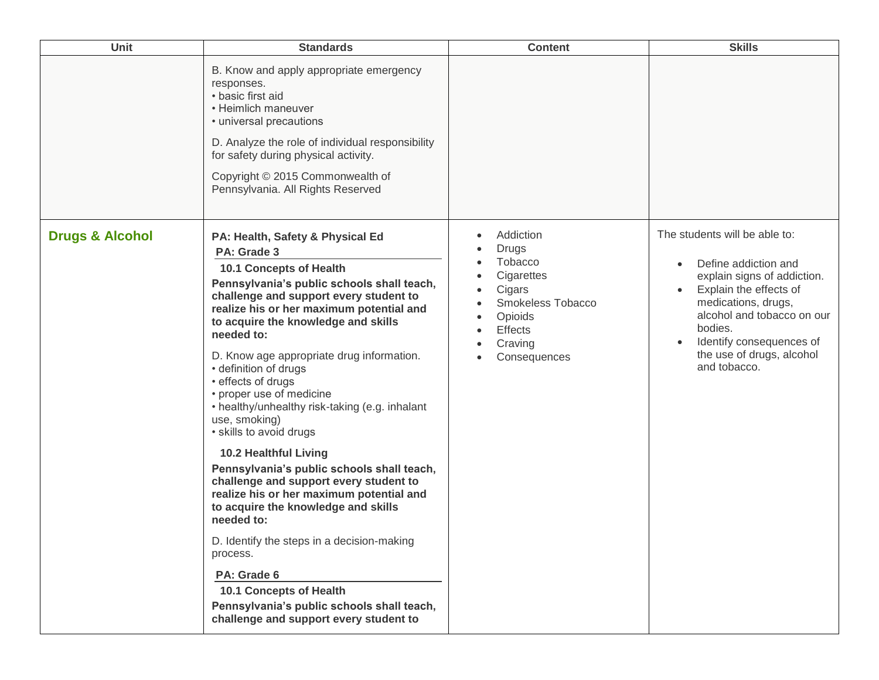| Unit | Standards | Content | Skills |
|---|---|---|---|
| | B. Know and apply appropriate emergency responses.<br>• basic first aid<br>• Heimlich maneuver<br>• universal precautions<br><br>D. Analyze the role of individual responsibility for safety during physical activity.<br><br>Copyright © 2015 Commonwealth of Pennsylvania. All Rights Reserved | | |
| **Drugs & Alcohol** | **PA: Health, Safety & Physical Ed**<br>**PA: Grade 3**<br>**10.1 Concepts of Health**<br>**Pennsylvania's public schools shall teach, challenge and support every student to realize his or her maximum potential and to acquire the knowledge and skills needed to:**<br><br>D. Know age appropriate drug information.<br>• definition of drugs<br>• effects of drugs<br>• proper use of medicine<br>• healthy/unhealthy risk-taking (e.g. inhalant use, smoking)<br>• skills to avoid drugs<br><br>**10.2 Healthful Living**<br>**Pennsylvania's public schools shall teach, challenge and support every student to realize his or her maximum potential and to acquire the knowledge and skills needed to:**<br><br>D. Identify the steps in a decision-making process.<br><br>**PA: Grade 6**<br>**10.1 Concepts of Health**<br>**Pennsylvania's public schools shall teach, challenge and support every student to** | • Addiction<br>• Drugs<br>• Tobacco<br>• Cigarettes<br>• Cigars<br>• Smokeless Tobacco<br>• Opioids<br>• Effects<br>• Craving<br>• Consequences | The students will be able to:<br><br>• Define addiction and explain signs of addiction.<br>• Explain the effects of medications, drugs, alcohol and tobacco on our bodies.<br>• Identify consequences of the use of drugs, alcohol and tobacco. |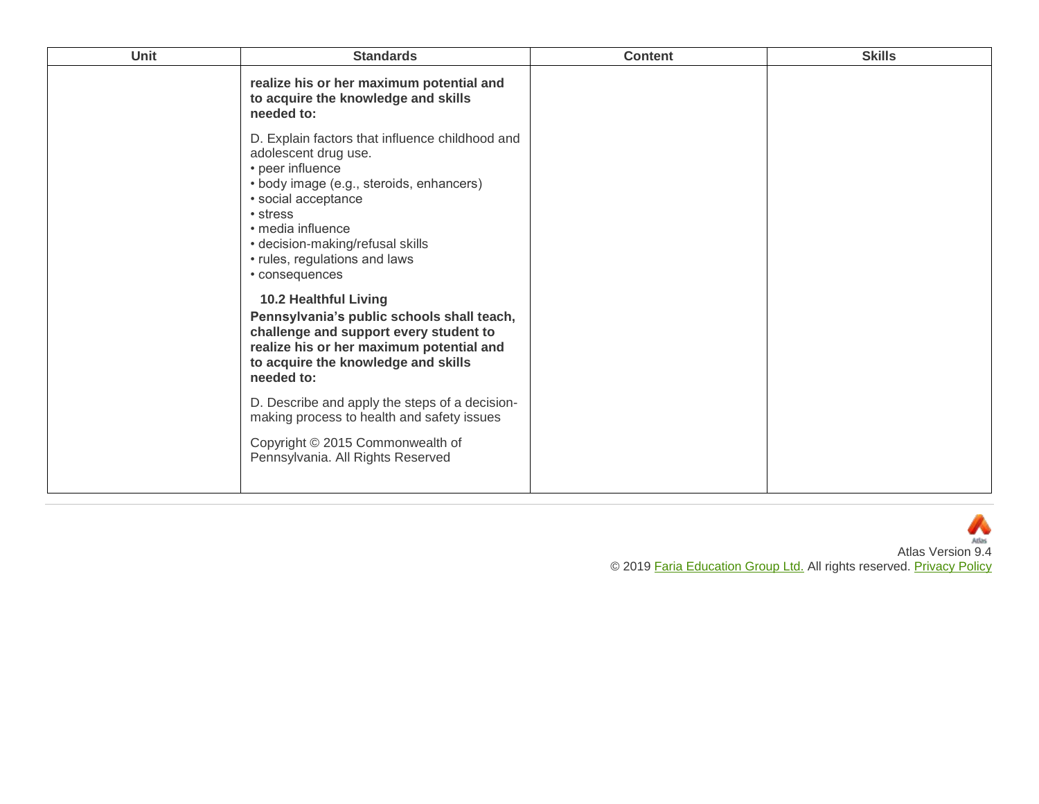| Unit | Standards | Content | Skills |
|---|---|---|---|
| | **realize his or her maximum potential and to acquire the knowledge and skills needed to:**<br><br>D. Explain factors that influence childhood and adolescent drug use.<br>• peer influence<br>• body image (e.g., steroids, enhancers)<br>• social acceptance<br>• stress<br>• media influence<br>• decision-making/refusal skills<br>• rules, regulations and laws<br>• consequences<br><br>**10.2 Healthful Living**<br>**Pennsylvania's public schools shall teach, challenge and support every student to realize his or her maximum potential and to acquire the knowledge and skills needed to:**<br><br>D. Describe and apply the steps of a decision-making process to health and safety issues<br><br>Copyright © 2015 Commonwealth of Pennsylvania. All Rights Reserved | | |

Atlas Version 9.4
© 2019 Faria Education Group Ltd. All rights reserved. Privacy Policy